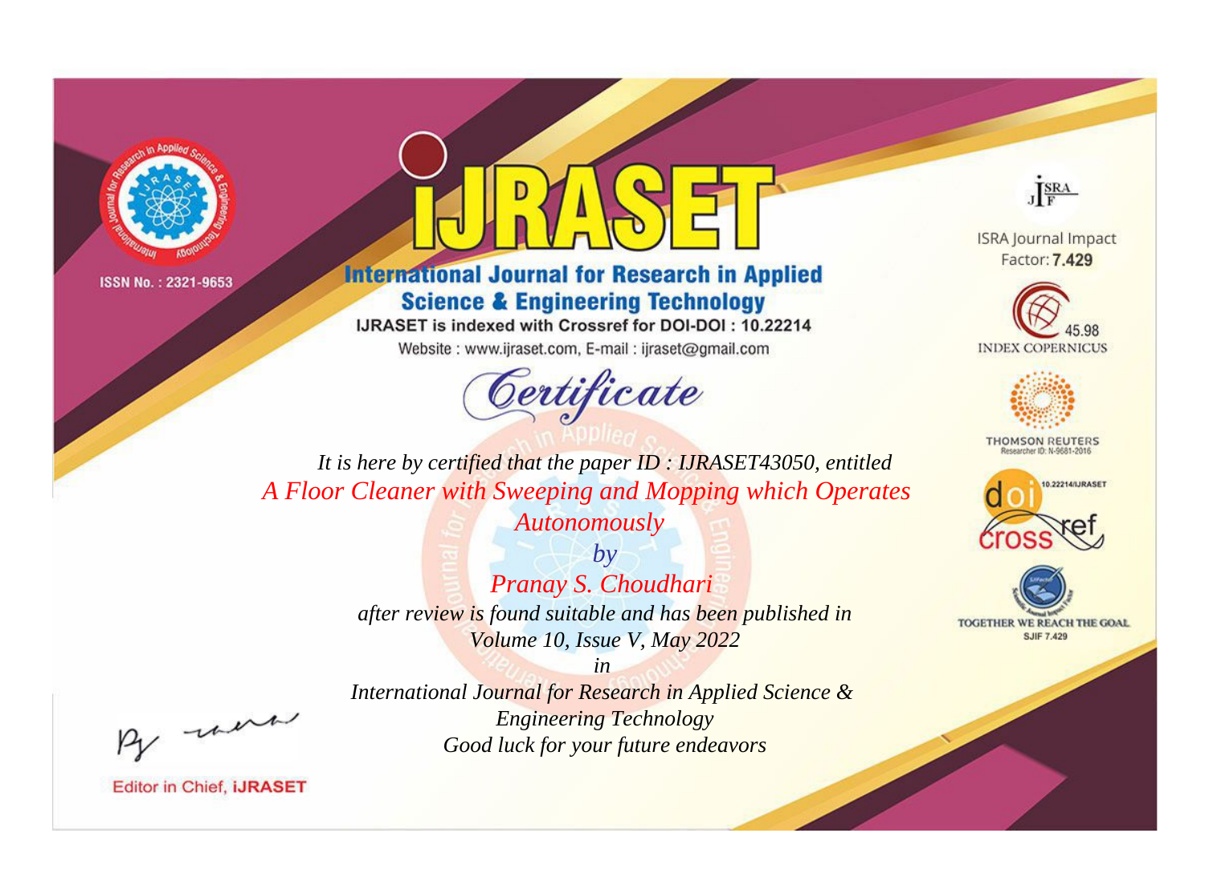ISSN No. : 2321-9653

# iJRASET

## International Journal for Research in Applied Science & Engineering Technology

IJRASET is indexed with Crossref for DOI-DOI : 10.22214

Website : www.ijraset.com, E-mail : ijraset@gmail.com

ISRA Journal Impact Factor: **7.429**

45.98 INDEX COPERNICUS

THOMSON REUTERS Researcher ID: N-9681-2016

10.22214/IJRASET

TOGETHER WE REACH THE GOAL SJIF 7.429

## *Certificate*

*It is here by certified that the paper ID : IJRASET43050, entitled*

*A Floor Cleaner with Sweeping and Mopping which Operates Autonomously*

*by*

*Pranay S. Choudhari*

*after review is found suitable and has been published in*

*Volume 10, Issue V, May 2022*

*in*

*International Journal for Research in Applied Science & Engineering Technology*

*Good luck for your future endeavors*

Editor in Chief, **iJRASET**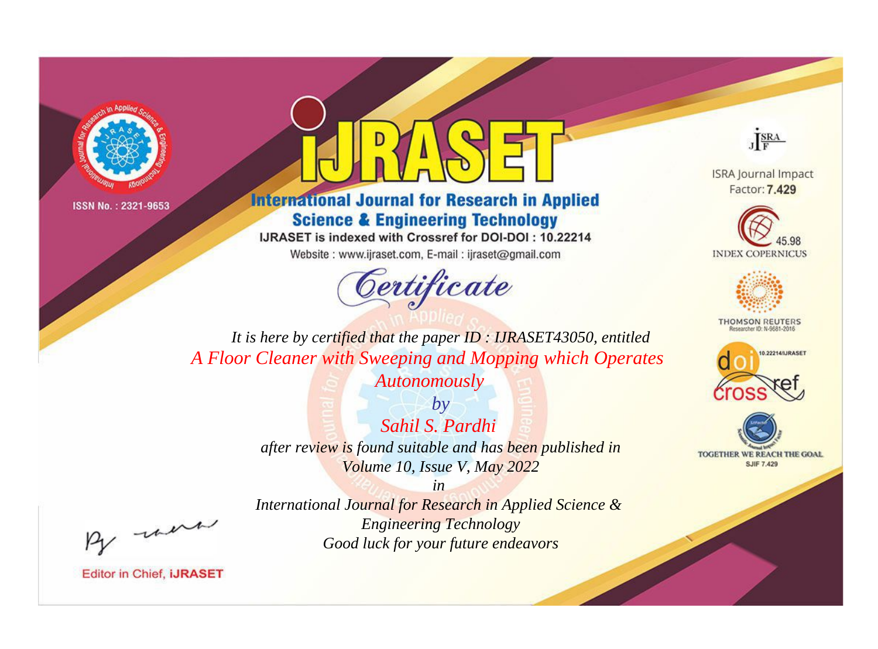ISSN No. : 2321-9653

# IJRASET

## International Journal for Research in Applied Science & Engineering Technology

IJRASET is indexed with Crossref for DOI-DOI : 10.22214

Website : www.ijraset.com, E-mail : ijraset@gmail.com

ISRA Journal Impact Factor: 7.429

45.98 INDEX COPERNICUS

THOMSON REUTERS Researcher ID: N-9681-2016

10.22214/IJRASET

TOGETHER WE REACH THE GOAL SJIF 7.429

# *Certificate*

*It is here by certified that the paper ID : IJRASET43050, entitled*

*A Floor Cleaner with Sweeping and Mopping which Operates Autonomously*

*by*

*Sahil S. Pardhi*

*after review is found suitable and has been published in*

*Volume 10, Issue V, May 2022*

*in*

*International Journal for Research in Applied Science & Engineering Technology*

*Good luck for your future endeavors*

Editor in Chief, iJRASET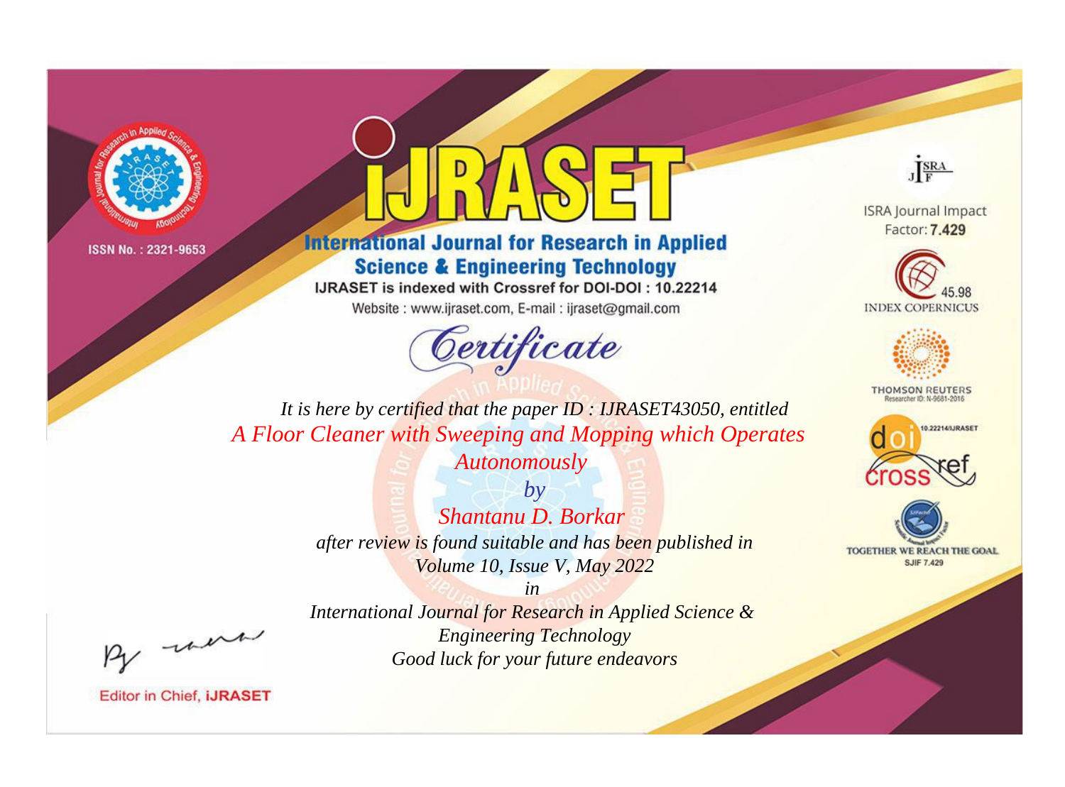ISSN No. : 2321-9653

# iJRASET

## International Journal for Research in Applied Science & Engineering Technology

IJRASET is indexed with Crossref for DOI-DOI : 10.22214

Website : www.ijraset.com, E-mail : ijraset@gmail.com

ISRA Journal Impact Factor: **7.429**

45.98 INDEX COPERNICUS

THOMSON REUTERS Researcher ID: N-9681-2016

10.22214/IJRASET

TOGETHER WE REACH THE GOAL SJIF 7.429

# *Certificate*

*It is here by certified that the paper ID : IJRASET43050, entitled*

*A Floor Cleaner with Sweeping and Mopping which Operates Autonomously*

*by*

*Shantanu D. Borkar*

*after review is found suitable and has been published in*

*Volume 10, Issue V, May 2022*

*in*

*International Journal for Research in Applied Science & Engineering Technology*

*Good luck for your future endeavors*

Editor in Chief, **iJRASET**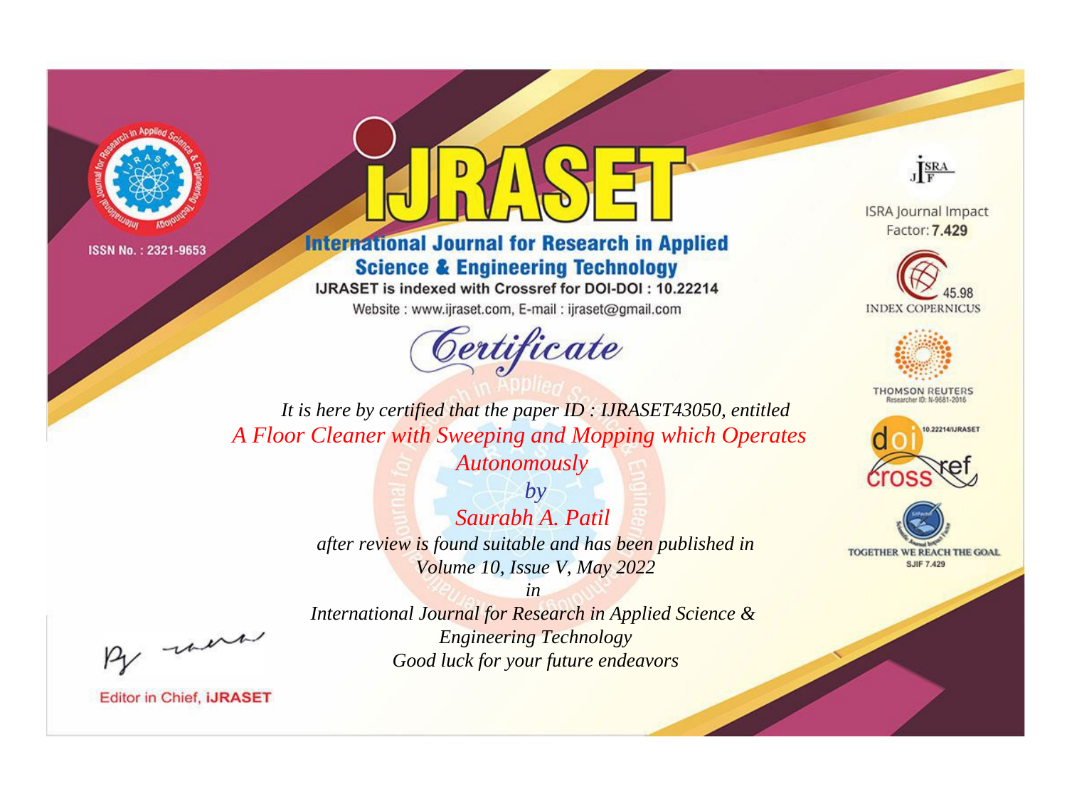ISSN No. : 2321-9653

# iJRASET

## International Journal for Research in Applied Science & Engineering Technology

IJRASET is indexed with Crossref for DOI-DOI : 10.22214

Website : www.ijraset.com, E-mail : ijraset@gmail.com

ISRA Journal Impact Factor: **7.429**

45.98 INDEX COPERNICUS

THOMSON REUTERS Researcher ID: N-9681-2016

10.22214/IJRASET

TOGETHER WE REACH THE GOAL SJIF 7.429

# *Certificate*

*It is here by certified that the paper ID : IJRASET43050, entitled*

*A Floor Cleaner with Sweeping and Mopping which Operates Autonomously*

*by*

*Saurabh A. Patil*

*after review is found suitable and has been published in*

*Volume 10, Issue V, May 2022*

*in*

*International Journal for Research in Applied Science & Engineering Technology*

*Good luck for your future endeavors*

Editor in Chief, **iJRASET**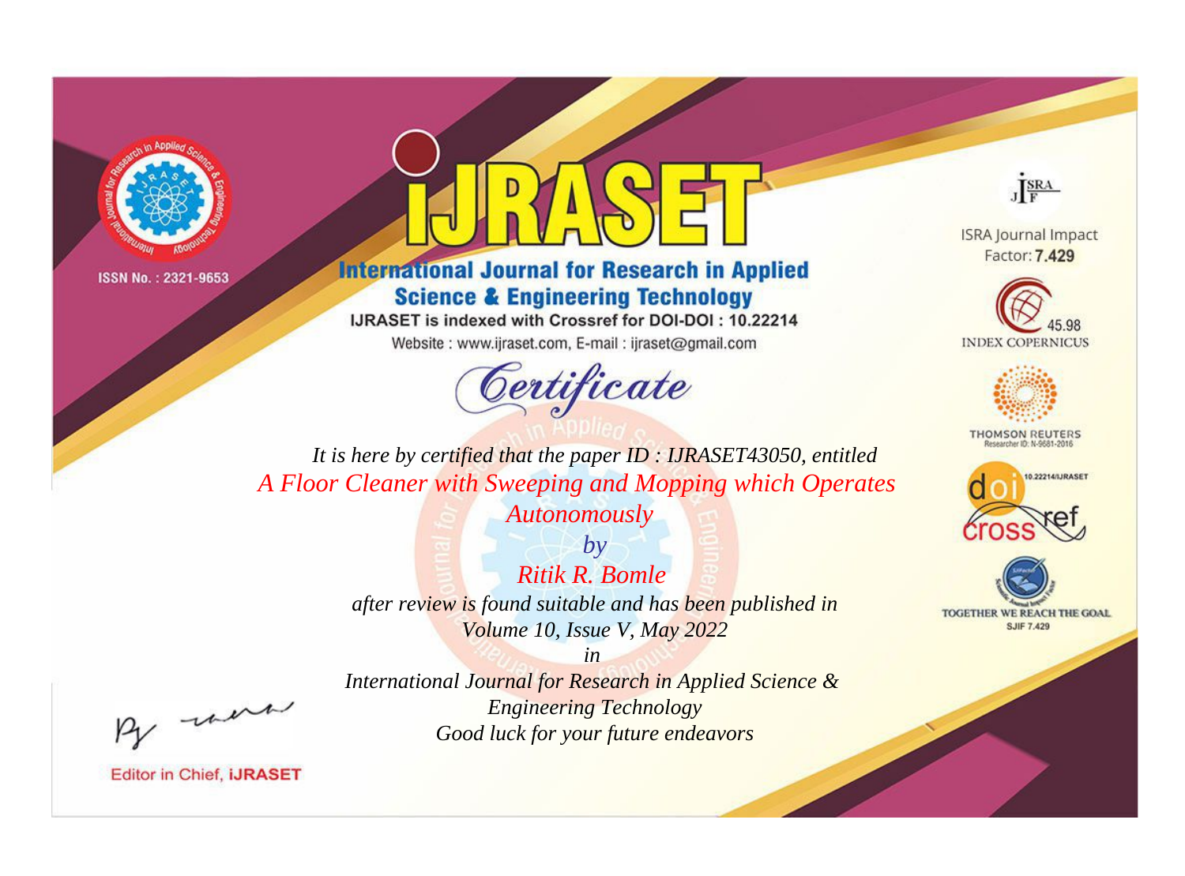ISSN No. : 2321-9653

# iJRASET

## International Journal for Research in Applied Science & Engineering Technology

IJRASET is indexed with Crossref for DOI-DOI : 10.22214

Website : www.ijraset.com, E-mail : ijraset@gmail.com

ISRA Journal Impact Factor: **7.429**

45.98 INDEX COPERNICUS

THOMSON REUTERS Researcher ID: N-9681-2016

10.22214/IJRASET

TOGETHER WE REACH THE GOAL SJIF 7.429

# Certificate

*It is here by certified that the paper ID : IJRASET43050, entitled*

*A Floor Cleaner with Sweeping and Mopping which Operates Autonomously*

*by*

*Ritik R. Bomle*

*after review is found suitable and has been published in*

*Volume 10, Issue V, May 2022*

*in*

*International Journal for Research in Applied Science & Engineering Technology*

*Good luck for your future endeavors*

Editor in Chief, **iJRASET**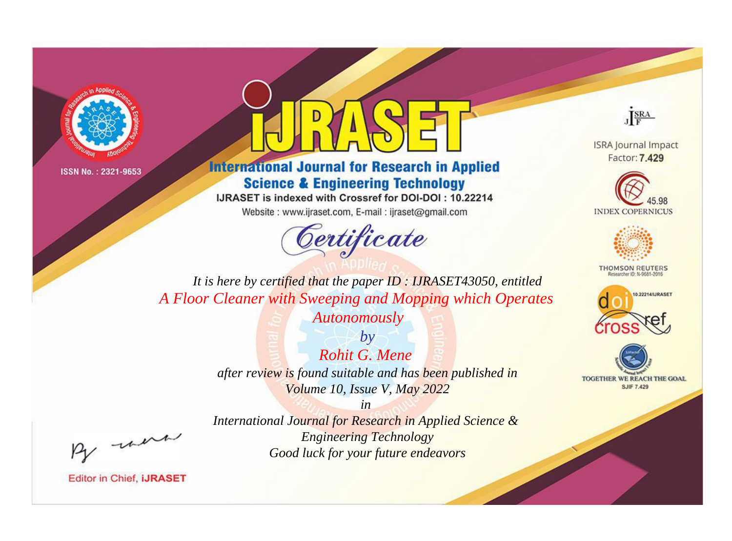ISSN No. : 2321-9653

# iJRASET

## International Journal for Research in Applied Science & Engineering Technology

IJRASET is indexed with Crossref for DOI-DOI : 10.22214

Website : www.ijraset.com, E-mail : ijraset@gmail.com

ISRA Journal Impact Factor: **7.429**

45.98 INDEX COPERNICUS

THOMSON REUTERS Researcher ID: N-9681-2016

10.22214/IJRASET

TOGETHER WE REACH THE GOAL SJIF 7.429

# *Certificate*

*It is here by certified that the paper ID : IJRASET43050, entitled*

*A Floor Cleaner with Sweeping and Mopping which Operates Autonomously*

*by*

*Rohit G. Mene*

*after review is found suitable and has been published in*

*Volume 10, Issue V, May 2022*

*in*

*International Journal for Research in Applied Science & Engineering Technology*

*Good luck for your future endeavors*

Editor in Chief, **iJRASET**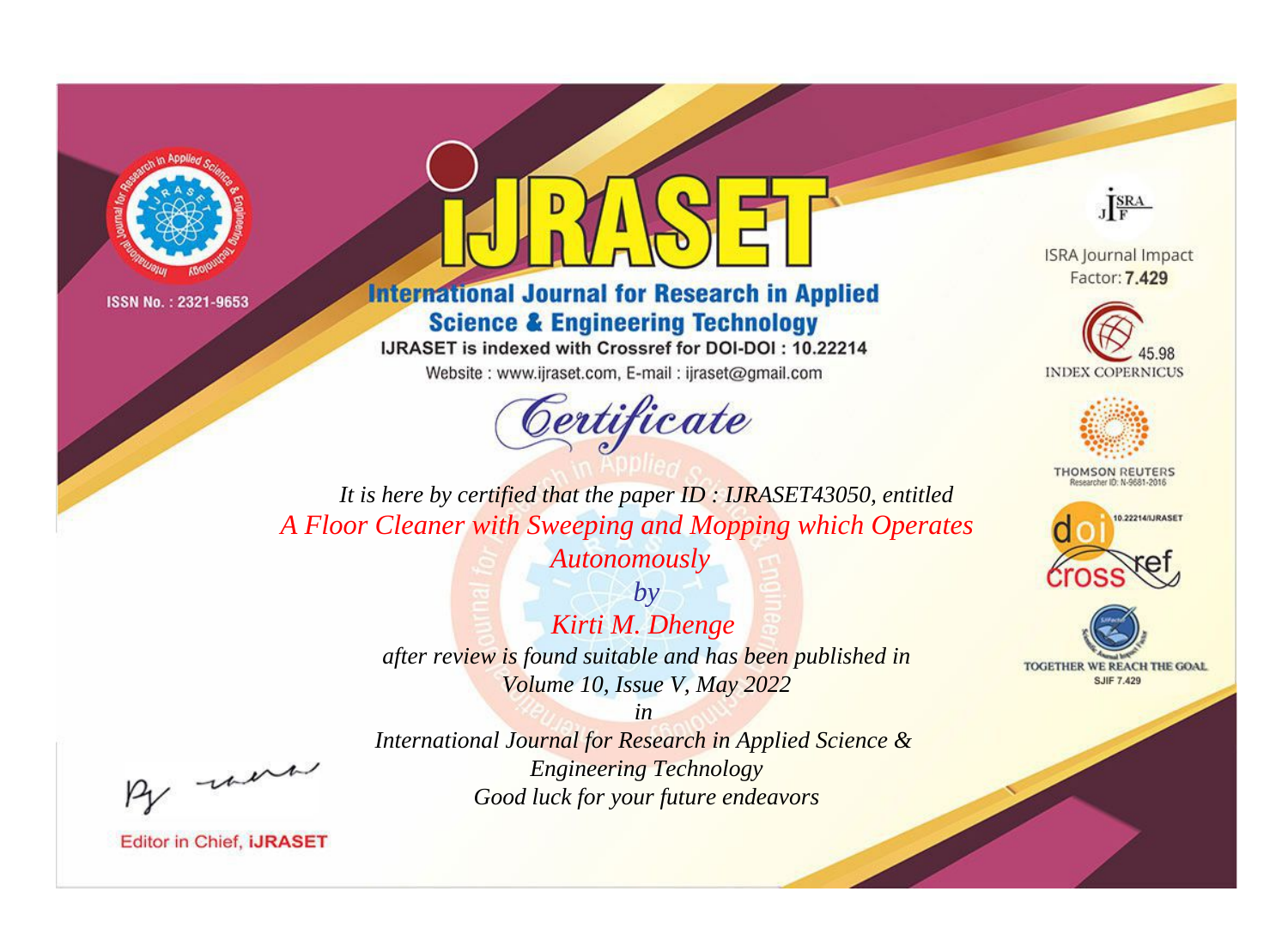ISSN No. : 2321-9653

# iJRASET

## International Journal for Research in Applied Science & Engineering Technology

IJRASET is indexed with Crossref for DOI-DOI : 10.22214

Website : www.ijraset.com, E-mail : ijraset@gmail.com

ISRA Journal Impact Factor: **7.429**

45.98 INDEX COPERNICUS

THOMSON REUTERS Researcher ID: N-9681-2016

10.22214/IJRASET

TOGETHER WE REACH THE GOAL SJIF 7.429

*Certificate*

*It is here by certified that the paper ID : IJRASET43050, entitled*

*A Floor Cleaner with Sweeping and Mopping which Operates Autonomously*

*by*

*Kirti M. Dhenge*

*after review is found suitable and has been published in*

*Volume 10, Issue V, May 2022*

*in*

*International Journal for Research in Applied Science & Engineering Technology*

*Good luck for your future endeavors*

Editor in Chief, **iJRASET**